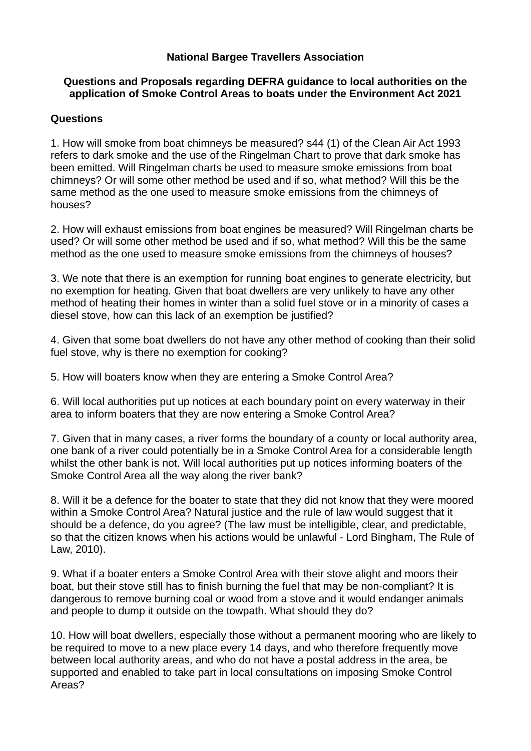**National Bargee Travellers Association**

**Questions and Proposals regarding DEFRA guidance to local authorities on the application of Smoke Control Areas to boats under the Environment Act 2021**

**Questions**

1. How will smoke from boat chimneys be measured? s44 (1) of the Clean Air Act 1993 refers to dark smoke and the use of the Ringelman Chart to prove that dark smoke has been emitted. Will Ringelman charts be used to measure smoke emissions from boat chimneys? Or will some other method be used and if so, what method? Will this be the same method as the one used to measure smoke emissions from the chimneys of houses?

2. How will exhaust emissions from boat engines be measured? Will Ringelman charts be used? Or will some other method be used and if so, what method? Will this be the same method as the one used to measure smoke emissions from the chimneys of houses?

3. We note that there is an exemption for running boat engines to generate electricity, but no exemption for heating. Given that boat dwellers are very unlikely to have any other method of heating their homes in winter than a solid fuel stove or in a minority of cases a diesel stove, how can this lack of an exemption be justified?

4. Given that some boat dwellers do not have any other method of cooking than their solid fuel stove, why is there no exemption for cooking?

5. How will boaters know when they are entering a Smoke Control Area?

6. Will local authorities put up notices at each boundary point on every waterway in their area to inform boaters that they are now entering a Smoke Control Area?

7. Given that in many cases, a river forms the boundary of a county or local authority area, one bank of a river could potentially be in a Smoke Control Area for a considerable length whilst the other bank is not. Will local authorities put up notices informing boaters of the Smoke Control Area all the way along the river bank?

8. Will it be a defence for the boater to state that they did not know that they were moored within a Smoke Control Area? Natural justice and the rule of law would suggest that it should be a defence, do you agree? (The law must be intelligible, clear, and predictable, so that the citizen knows when his actions would be unlawful - Lord Bingham, The Rule of Law, 2010).

9. What if a boater enters a Smoke Control Area with their stove alight and moors their boat, but their stove still has to finish burning the fuel that may be non-compliant? It is dangerous to remove burning coal or wood from a stove and it would endanger animals and people to dump it outside on the towpath. What should they do?

10. How will boat dwellers, especially those without a permanent mooring who are likely to be required to move to a new place every 14 days, and who therefore frequently move between local authority areas, and who do not have a postal address in the area, be supported and enabled to take part in local consultations on imposing Smoke Control Areas?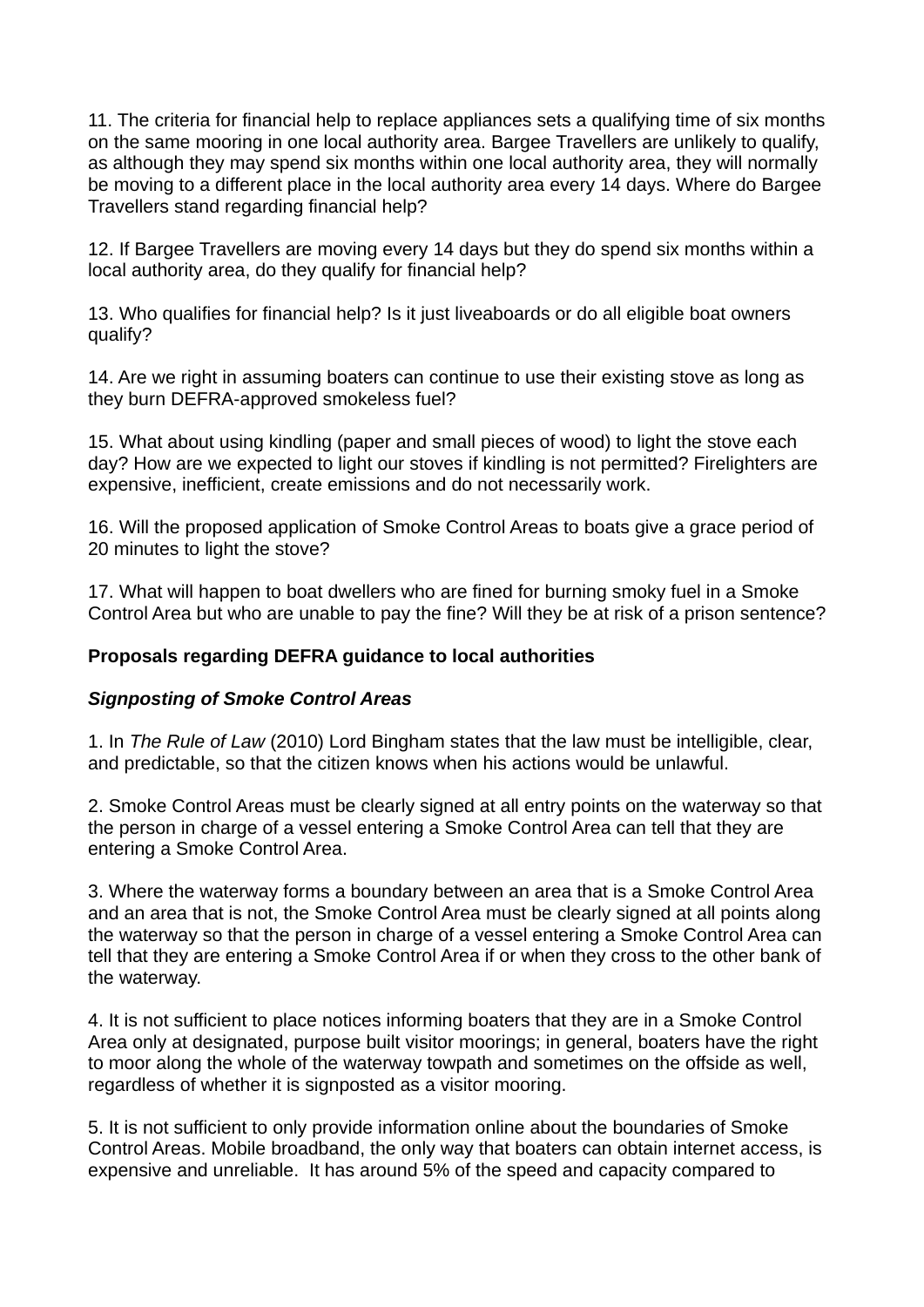11. The criteria for financial help to replace appliances sets a qualifying time of six months on the same mooring in one local authority area. Bargee Travellers are unlikely to qualify, as although they may spend six months within one local authority area, they will normally be moving to a different place in the local authority area every 14 days. Where do Bargee Travellers stand regarding financial help?

12. If Bargee Travellers are moving every 14 days but they do spend six months within a local authority area, do they qualify for financial help?

13. Who qualifies for financial help? Is it just liveaboards or do all eligible boat owners qualify?

14. Are we right in assuming boaters can continue to use their existing stove as long as they burn DEFRA-approved smokeless fuel?

15. What about using kindling (paper and small pieces of wood) to light the stove each day? How are we expected to light our stoves if kindling is not permitted? Firelighters are expensive, inefficient, create emissions and do not necessarily work.

16. Will the proposed application of Smoke Control Areas to boats give a grace period of 20 minutes to light the stove?

17. What will happen to boat dwellers who are fined for burning smoky fuel in a Smoke Control Area but who are unable to pay the fine? Will they be at risk of a prison sentence?

**Proposals regarding DEFRA guidance to local authorities**

***Signposting of Smoke Control Areas***

1. In *The Rule of Law* (2010) Lord Bingham states that the law must be intelligible, clear, and predictable, so that the citizen knows when his actions would be unlawful.

2. Smoke Control Areas must be clearly signed at all entry points on the waterway so that the person in charge of a vessel entering a Smoke Control Area can tell that they are entering a Smoke Control Area.

3. Where the waterway forms a boundary between an area that is a Smoke Control Area and an area that is not, the Smoke Control Area must be clearly signed at all points along the waterway so that the person in charge of a vessel entering a Smoke Control Area can tell that they are entering a Smoke Control Area if or when they cross to the other bank of the waterway.

4. It is not sufficient to place notices informing boaters that they are in a Smoke Control Area only at designated, purpose built visitor moorings; in general, boaters have the right to moor along the whole of the waterway towpath and sometimes on the offside as well, regardless of whether it is signposted as a visitor mooring.

5. It is not sufficient to only provide information online about the boundaries of Smoke Control Areas. Mobile broadband, the only way that boaters can obtain internet access, is expensive and unreliable. It has around 5% of the speed and capacity compared to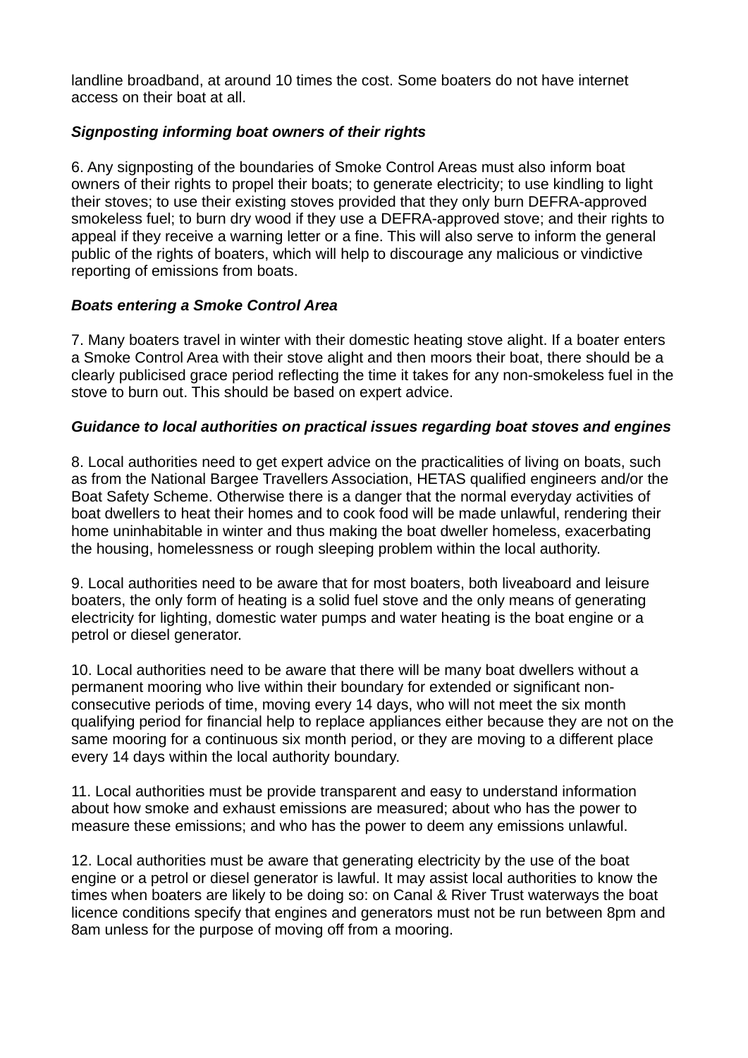landline broadband, at around 10 times the cost. Some boaters do not have internet access on their boat at all.

***Signposting informing boat owners of their rights***

6. Any signposting of the boundaries of Smoke Control Areas must also inform boat owners of their rights to propel their boats; to generate electricity; to use kindling to light their stoves; to use their existing stoves provided that they only burn DEFRA-approved smokeless fuel; to burn dry wood if they use a DEFRA-approved stove; and their rights to appeal if they receive a warning letter or a fine. This will also serve to inform the general public of the rights of boaters, which will help to discourage any malicious or vindictive reporting of emissions from boats.

***Boats entering a Smoke Control Area***

7. Many boaters travel in winter with their domestic heating stove alight. If a boater enters a Smoke Control Area with their stove alight and then moors their boat, there should be a clearly publicised grace period reflecting the time it takes for any non-smokeless fuel in the stove to burn out. This should be based on expert advice.

***Guidance to local authorities on practical issues regarding boat stoves and engines***

8. Local authorities need to get expert advice on the practicalities of living on boats, such as from the National Bargee Travellers Association, HETAS qualified engineers and/or the Boat Safety Scheme. Otherwise there is a danger that the normal everyday activities of boat dwellers to heat their homes and to cook food will be made unlawful, rendering their home uninhabitable in winter and thus making the boat dweller homeless, exacerbating the housing, homelessness or rough sleeping problem within the local authority.

9. Local authorities need to be aware that for most boaters, both liveaboard and leisure boaters, the only form of heating is a solid fuel stove and the only means of generating electricity for lighting, domestic water pumps and water heating is the boat engine or a petrol or diesel generator.

10. Local authorities need to be aware that there will be many boat dwellers without a permanent mooring who live within their boundary for extended or significant non-consecutive periods of time, moving every 14 days, who will not meet the six month qualifying period for financial help to replace appliances either because they are not on the same mooring for a continuous six month period, or they are moving to a different place every 14 days within the local authority boundary.

11. Local authorities must be provide transparent and easy to understand information about how smoke and exhaust emissions are measured; about who has the power to measure these emissions; and who has the power to deem any emissions unlawful.

12. Local authorities must be aware that generating electricity by the use of the boat engine or a petrol or diesel generator is lawful. It may assist local authorities to know the times when boaters are likely to be doing so: on Canal & River Trust waterways the boat licence conditions specify that engines and generators must not be run between 8pm and 8am unless for the purpose of moving off from a mooring.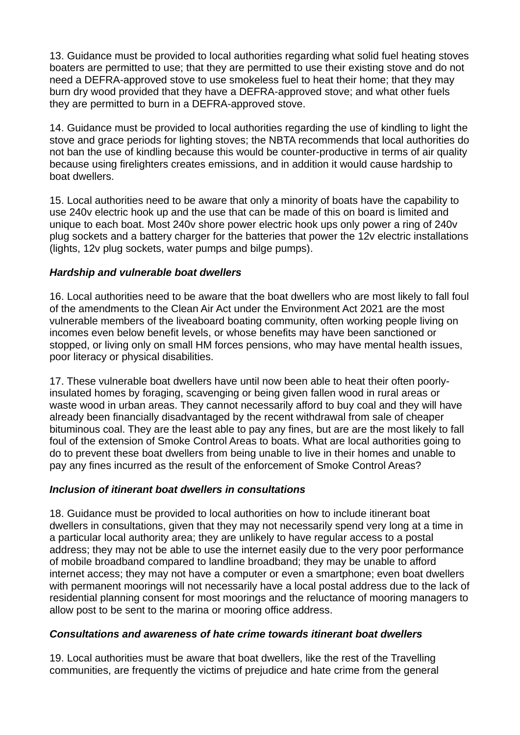13. Guidance must be provided to local authorities regarding what solid fuel heating stoves boaters are permitted to use; that they are permitted to use their existing stove and do not need a DEFRA-approved stove to use smokeless fuel to heat their home; that they may burn dry wood provided that they have a DEFRA-approved stove; and what other fuels they are permitted to burn in a DEFRA-approved stove.

14. Guidance must be provided to local authorities regarding the use of kindling to light the stove and grace periods for lighting stoves; the NBTA recommends that local authorities do not ban the use of kindling because this would be counter-productive in terms of air quality because using firelighters creates emissions, and in addition it would cause hardship to boat dwellers.

15. Local authorities need to be aware that only a minority of boats have the capability to use 240v electric hook up and the use that can be made of this on board is limited and unique to each boat. Most 240v shore power electric hook ups only power a ring of 240v plug sockets and a battery charger for the batteries that power the 12v electric installations (lights, 12v plug sockets, water pumps and bilge pumps).

### *Hardship and vulnerable boat dwellers*

16. Local authorities need to be aware that the boat dwellers who are most likely to fall foul of the amendments to the Clean Air Act under the Environment Act 2021 are the most vulnerable members of the liveaboard boating community, often working people living on incomes even below benefit levels, or whose benefits may have been sanctioned or stopped, or living only on small HM forces pensions, who may have mental health issues, poor literacy or physical disabilities.

17. These vulnerable boat dwellers have until now been able to heat their often poorly-insulated homes by foraging, scavenging or being given fallen wood in rural areas or waste wood in urban areas. They cannot necessarily afford to buy coal and they will have already been financially disadvantaged by the recent withdrawal from sale of cheaper bituminous coal. They are the least able to pay any fines, but are the most likely to fall foul of the extension of Smoke Control Areas to boats. What are local authorities going to do to prevent these boat dwellers from being unable to live in their homes and unable to pay any fines incurred as the result of the enforcement of Smoke Control Areas?

### *Inclusion of itinerant boat dwellers in consultations*

18. Guidance must be provided to local authorities on how to include itinerant boat dwellers in consultations, given that they may not necessarily spend very long at a time in a particular local authority area; they are unlikely to have regular access to a postal address; they may not be able to use the internet easily due to the very poor performance of mobile broadband compared to landline broadband; they may be unable to afford internet access; they may not have a computer or even a smartphone; even boat dwellers with permanent moorings will not necessarily have a local postal address due to the lack of residential planning consent for most moorings and the reluctance of mooring managers to allow post to be sent to the marina or mooring office address.

### *Consultations and awareness of hate crime towards itinerant boat dwellers*

19. Local authorities must be aware that boat dwellers, like the rest of the Travelling communities, are frequently the victims of prejudice and hate crime from the general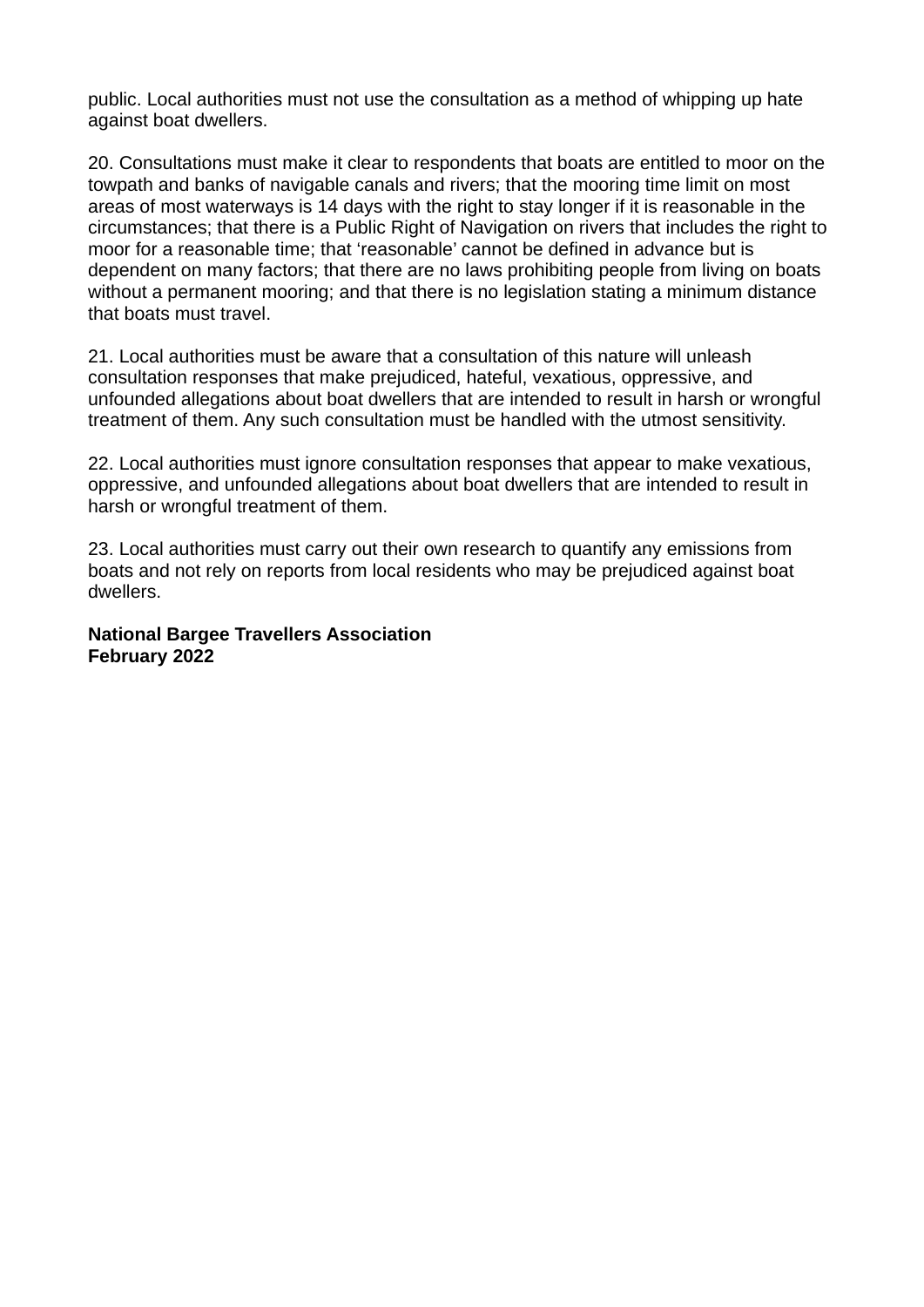public. Local authorities must not use the consultation as a method of whipping up hate against boat dwellers.

20. Consultations must make it clear to respondents that boats are entitled to moor on the towpath and banks of navigable canals and rivers; that the mooring time limit on most areas of most waterways is 14 days with the right to stay longer if it is reasonable in the circumstances; that there is a Public Right of Navigation on rivers that includes the right to moor for a reasonable time; that ‘reasonable’ cannot be defined in advance but is dependent on many factors; that there are no laws prohibiting people from living on boats without a permanent mooring; and that there is no legislation stating a minimum distance that boats must travel.

21. Local authorities must be aware that a consultation of this nature will unleash consultation responses that make prejudiced, hateful, vexatious, oppressive, and unfounded allegations about boat dwellers that are intended to result in harsh or wrongful treatment of them. Any such consultation must be handled with the utmost sensitivity.

22. Local authorities must ignore consultation responses that appear to make vexatious, oppressive, and unfounded allegations about boat dwellers that are intended to result in harsh or wrongful treatment of them.

23. Local authorities must carry out their own research to quantify any emissions from boats and not rely on reports from local residents who may be prejudiced against boat dwellers.

**National Bargee Travellers Association**
**February 2022**